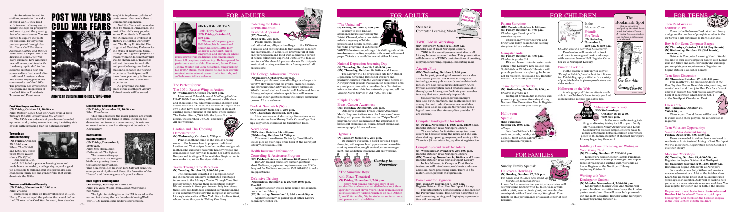# POST WAR YEARS COLD WAR FEARS

As Americans turned to civilian pursuits in the wake of World War II, they lived with two contradictory sentiments: the hope for prosperity and security, and the gnawing fear of atomic disaster. You are invited to explore the political and social history of the postwar period through *Post War Years, Cold War Fears: American Culture and Politics, 1946-1960*, a six-part film and discussion series. *Post War Years* examines how America's new affluence, combined with the demographic shift to the suburbs, created a new consumer culture that would alter traditional American values and eventually engender the counterculture of the 1960s. The program also investigates the origin and progression of the Cold War as Presidents Truman and Eisenhower sought to implement policies of containment that would thwart Communist expansion.

*Post War Years* will be moderated by Michael D'Innocenzo, the host of last fall's very popular series *From Roots to Roosevelt*. Mr. D'Innocenzo is Professor of History at Hofstra University and The Harry H. Wachtel Distinguished Teaching Professor for the Study of Nonviolent Social Change. During each program an award-winning documentary film will be shown. Mr. D'Innocenzo will set the scene for each film and provide background information to enhance the viewing experience. Participants will have the opportunity to discuss the films and share their own experiences.

All programs will take place in the Library's auditorium. Refreshments will be served.

**American Culture and Politics, 1946-1960**

### Post War Hopes and Fears

**(N) Friday, October 11, 10:00 a.m.**
Film: *Postwar Hopes, Cold War Fears (from A Walk Through the 20th Century with Bill Moyers)*

The 1950s was a decade of paradox—unbounded optimism and growing economic strength existing side by side with increasing fear of communism.

### Towards an Affluent Society

**(N) Friday, October 25, 10:00 a.m.**
Film: *The G.I. Bill* and *Let's Free House (from David Halberstam's The Fifties)*

Enacted in 1944, the G.I. Bill fueled a postwar housing boom and made home ownership, a college degree, and a good job accessible to millions. But this period also saw changes in family life and gender roles that would transform the 1950s.

### Truman and National Security

**(N) Friday, November 8, 10:00 a.m.**
Film: *Truman*

Succeeding to office on Roosevelt's death in 1945, Harry Truman shaped the policies that would define the U.S. role in the Cold War for nearly four decades.

### Eisenhower and the Cold War

**(N) Friday, November 22, 10:00 a.m.**
Film: *Eisenhower*

This film chronicles the major policies and events of Eisenhower's two terms in office, including his determination to contain communism, his reliance on covert actions, and his attempts at detente with Khrushchev.

### Roots of the Counterculture

**(N) Friday, December 6, 10:00 a.m.**
Film: *Beat (from David Halberstam's The Fifties)*

The counterculture psychology of the Cold War gave birth to a growing discontent among many artists. This film chronicles the New York City art scene, the emergence of rhythm and blues, the formation of the "Beats," and the emergence of a youth culture.

### Civil Rights: A Rising Wind

**(N) Friday, January 10, 10:00 a.m.**
Film: *The Rage Within (from David Halberstam's The Fifties)*

The fight for civil rights in the U.S. is as old as the nation, but during the two decades following World War II U.S. racism came under closer scrutiny.

# FOR ADULTS

## FIRESIDE FRIDAY

### Little Toby Walker

**(EN) Friday, October 25, 7:30 p.m.**

Winner of the prestigious 2002 Memphis International Blues Challenge, Little Toby Walker is a guitarist, singer, songwriter, and storyteller whose music draws from traditional and contemporary blues, folk, ragtime, and country. He has opened for performers such as John Hammond, James Cotton, Johnny Winter, and John Sebastian. Fingerpicking his 1930 National Steel guitar, he has been warmly received nationwide at concert halls, festivals, and coffeehouses. All are welcome.

### The Perfect Storm: The 106th Rescue Wing in Action

**(N) Wednesday, October 30, 7:30 p.m.**

Lieutenant Colonel James J. McCullough of the USAF 106th Rescue Wing will present a slide show and share his real adventure stories of search and rescue missions. The men and women of Long Island's own 106th have been involved in some of the most exciting rescue missions of our time. These include The Perfect Storm, TWA 800, the Space Shuttle rescue, the search for JFK Jr., and more. All are welcome.

### Laotian and Thai Cooking Demonstration

**(N) Wednesday, October 2, 7:30 p.m.**

Penn Houghtong came to the U.S. as a young woman. She learned how to prepare traditional Laotian and Thai recipes from her mother and grandmother. She will share naturally healthy recipes and demonstrate how easy it is to make her native dishes. Recipes and tastings will be available. Registration is now underway at the Northport Library.

### Tracks Through Time Reception

**(N) Tuesday, October 22, 2:30-5:00 p.m.**

The community is invited to a reception honoring the narrators who have contributed audiotaped interviews to the Library's Tracks Through Time Oral History project. Sharing their recollections of daily life and events in times past in over forty interviews, these local residents have enriched our understanding of our community's history. The reception is part of the Library's celebration of New York State Archives Week, whose theme this year is "Telling Our Story."

### Collecting the Fifties for Fun and Profit Exhibit & Appraisal

**(EN) Tuesday, October 29, 7:30 p.m.**

Poodle skirts, plastic cocktail shakers, alligator handbags . . . the 1950s was a creative and exciting decade that attracts collectors and enthusiasts. In a fun-filled program full of audience participation and laced with a generous portion of humor, collectibles expert Ed Castello will take us on a tour of the dowdy fifties. Audience members are invited to bring one item for a free appraisal. All are welcome.

### The College Admissions Process

**(N) Tuesday, October 8, 7:30 p.m.**

Does my child need a small college or a large university? How important are grades, entrance exams, and extracurricular activities to college admissions? What's the real deal on financial aid? Leslie and Bernie Biloveny, college admissions specialists, will answer these and other questions about the college admissions process. All are welcome.

### Book & Sandwich d'Vrap

**(N) Tuesday, October 1, 7:00 p.m.**
**(EN) Thursday, October 3, 1:00 p.m.**

It's a new season of short story discussions as we focus on stories from Murray Bail's *Camouflage*. Pick up a copy of the stories at the Circulation Desk.

### Novel Ideas

**(N) Friday, October 11, 1:00 p.m.**
**(N) Monday, October 14, 7:00 p.m.**

This month we discuss *Unless* by Carol Shields. Please pick up your copy of the book at the Northport Library Circulation Desk.

### Health Insurance Information, Counseling & Assistance Program

**(EN) Friday, October 4, 9:15 a.m.-12:15 p.m. by appt.**

HIICAP-trained counselors answer questions about Medicare, supplementary insurance, and HMOs designed for Medicare recipients. Call 261-6930 to make an appointment.

### Defensive Driving

**(N) Mondays, October 21 & 28, 7:00-10:00 p.m. Fee: $35**

Applications for this six-hour course are available now at either Library.

**(EN) Saturday, November 16, 9:00 a.m.-4:00 p.m.**

Applications may be picked up at either Library beginning October 19.

### "The Unraveled"

**(N) Friday, October 4, 7:30 p.m.**

Journey to Cliff End, an abandoned house overlooking the Bristol Channel, where two visitors unlock a mystery of hidden passions and deadly secrets. Like the radio programs of yesteryear, VOICES theatre troupe brings this chilling tale to life in a dramatic reading complete with sound effects and props. Tickets are available now at either Library.

### National Depression Screening Day

**(N) Thursday, October 10, 1:00-3:00 p.m.**
**(EN) Thursday, October 10, 9:00 a.m.-12 noon**

The Library will be a registered site for National Depression Screening Day. Social workers and psychiatric nurses from the Visiting Nurse Service of Northport will provide evaluation for depression, anxiety, and post-traumatic stress disorders. For further information about this free outreach program, call the Visiting Nurse Service at 261-7200, ext. 342.

### "Triple Touch" Breast Cancer Awareness

**(EN) Monday, October 28, 7:30 p.m.**

October is National Breast Cancer Awareness Month. Representatives from the American Cancer Society will present its informative "Triple Touch" program to teach women about the importance of breast self-examination, clinical breast exams, and mammography. All are welcome.

### Hypnosis

**(N) Tuesday, October 1, 7:30 p.m.**

Dr. Richard Trzewski, a board certified hypnotherapist, will explain how hypnosis can be used for smoking cessation, weight control, stress management, and addiction treatment. All are welcome.

*Coming in November:*

### "The Sunshine Boys" with Plaza Theatrical

**(N) Friday, November 1, 7:30 p.m.**

Enjoy Neil Simon's hilarious story of two vaudevillians whose mutual dislike has kept them apart for the last eleven years. Their reunion sparks delirious comedy! Tickets, which go on sale October 5, are $3 for adults, $1 for students, senior citizens, and persons with disabilities.

## October is Computer Learning Month

### TWIG E-Mail Workshop

**(EN) Saturday, October 5, 10:00 a.m.**

Register now at East Northport Library.

TWIG is the e-mail program available to all Library Internet account holders. This presentation will demonstrate TWIG's basic functions of creating, replying, forwarding, copying, and sorting mail.

### AncestryPlus

**(EN) Wednesday, October 9, 7:30 p.m.**

In the past, genealogical research was a slow and tedious process. But thanks to computer technology, many public records and archival collections are now just a mouse click away. *AncestryPlus*, a subscription-based resource available through your Library, can facilitate your searches in a way that was previously impossible.

Census records, passenger and immigration lists, birth, marriage, and death indexes are among the multitude of sources now available online. Join us as we explore the various genealogical resources that *AncestryPlus* provides. All are welcome.

### Computer Kindergarten for Adults

**(N) Friday, November 1, 10:00 a.m.-12:00 noon**

Register October 12 at Northport Library.

This workshop for first-time computer users covers the basics of using the mouse and the Windows desktop, opening programs, and saving a file. There is a $5 materials fee, payable at registration.

### Computer Second Grade for Adults

**(N) Wednesday, November 6, 7:00-9:00 p.m.**

Register October 19 at Northport Library.

**(EN) Thursday, November 14, 10:00 a.m.-12 noon**

Register October 19 at East Northport Library.

In this follow-up to Computer First Grade, instructors will introduce spreadsheets and cover additional word processing skills. There is a $5 materials fee, payable at registration.

### PowerPoint for Beginners

**(EN) Monday, November 4, 7:00 p.m.**

Register October 12 at East Northport Library.

This introductory demonstration is designed for the PowerPoint novice. Basic screen navigation as well as creating, saving, and displaying a presentation will be covered.

# FOR CHILDREN

### Pajama Storytime

**(EN) Tuesday, October 1, 7:00 p.m.**
**(N) Friday, October 11, 7:00 p.m.**

*Children ages 3 and up with parent/caregiver*

Children may wear their PJs and bring their teddy bears to this evening storytime. All are welcome.

### Computer Kidz

**(N) Friday, October 25, 4:00 p.m.**

*Children in grades 1-3*

Kids can learn tricks for easier navigation of the Library's new website and SuffolkWeb. A Children's Librarian will provide guidance in exploring the Internet for research, safety, and fun. Register October 11 at Northport Library.

### Team Up for Fire Safety

**(N) Wednesday, October 30, 4:00 p.m.**

*Children in grades K-5*

Northport fireman Jim Mahoney will present a program on fire safety during National Fire Prevention Month. Register October 16 at Northport Library.

### Halloween Special

**(EN) Thursday, October 31, 10:00 a.m.**

*All ages*

Join the Children's Librarians for costume parade, holiday stories, and a special treat at the Library Cafe. No registration required.

## In the Museum Cove

### Friendly Fire Truck

**(N) Saturday, November 9, 2:00 p.m. & 3:00 p.m.**

*Children ages 3-5 not yet in Kindergarten*

Preschoolers will create a fire truck and listen to some great books and songs with Assistant Jeanne Hall. Register October 26 at Northport Library.

### Pumpkin Pickin's

'Tis the season to pick up your copy of "Pumpkin Pickin's," available at both libraries. This bibliography is filled with a variety of pumpkin books to please preschoolers and older readers.

### Halloween on the Web

A webography of Internet sites is available in the Children's Room to help you find costume ideas, recipes, and safety tips.

## The Bookmark Spot

*Stop by the Library and pick up October's bookmark by Carson Dennis. A reading list compiled by our Children's Librarians is on the back.*

# FOR FAMILIES

### Sunday Family Special:

### Halloween Howlings

**(N) Sunday, October 27, 2:00 p.m.**

*For adults and children ages 6 and up*

Storyteller Jonathan Kruk, known for his imaginative, participatory stories, will set your spine tingling with his tales. Take a walk with a spirit, meet a pirate ghost, and wander the countryside with a Revolutionary War ghost. Free tickets for this performance are available now at both libraries.

### Siblings Without Rivalry

**(EN) Wednesdays, October 16, 23 & 30, 7:30-8:30 p.m.**

Is the constant bickering, tattling, and teasing taking its toll on your family life? Counselors Nancy Armbruster and Linda Goodman will discuss simple, effective ways to reduce antagonism between children and restore peace to the family. Register in person at the East Northport Library beginning October 2.

### Instilling a Love of Reading and Writing in Your Young Child

**(N) Thursday, October 17, 7:30-8:30 p.m.**

Elementary school teacher Pamela Friedman will present this workshop focusing on the importance of reading and writing with your child at home. Register at the Northport Library beginning October 3.

### Working with Your Kindergarten Student

**(N) Monday, November 4, 7:30-8:30 p.m.**

Kindergarten teacher Julie Ann Martin will present hands-on activities to enhance the kindergarten curriculum. She will cover both pre-reading and math activities. Register at the Northport Library beginning October 21.

# FOR TEENS

### Teen Read Week is October 14-19!

Come to the Reference Desk at either library and guess the number of pumpkin candies in the jar to win a gift certificate to Barnes & Noble!

### Boy & Girl Scout Computer Badges

**(N) Thursdays, October 17 & 24 (Boy Scouts)**
**(N) Wednesday, October 23 (Girl Scouts), 7:00-8:30 p.m.**

October is Computer Learning Month. Would you like to earn your computer badge? Join Librarians Mr. Olney and Mrs. Hartough who will help you complete your requirements. Registration begins October 1 at either library.

### Teen Book Discussion

**(N) Thursday, October 17, 4:00-5:00 p.m.**

This month we'll be discussing *Rules of the Road* by Joan Bauer. Read this wise, touching, and comical novel and then join Mrs. Farr for a "snack and yak" session! You will receive a copy of the book at registration which begins Oct. 1 at the Northport Circulation Desk.

### Chess Club

**(EN) Thursday, October 24, 7:00-8:30 p.m.**

Chess expert David Leone will be back to guide young chess players. No registration is required.

### Teen Volunteer Opportunity: Visit to Atria Assisted Living

**Friday, October 25, 4:00-5:00 p.m.**

Teens are needed to deliver books and read to residents at Atria Assisted Living in East Northport. We will meet there. Registration begins October 4 at either library.

### Macramé Workshops

**(N) Tuesday, October 29, 4:00-5:30 p.m.**

Registration begins October 8 at Northport.

**(EN) Saturday, November 9, 11:00-12:30 p.m.**

Registration begins October 21 at Northport.

Join staffperson Judy Wilson and create a macramé bracelet or anklet at the October class. Learn the macramé knots that sailors first used years ago. In November, Judy will be back to help you create a more intricate macramé necklace. You may register for either one or both of the classes.

Do you need to read books from the **Accelerated Reader List** for school? Come in to pick up a bibliography and check out the titles on display in the Teen Centers at both buildings.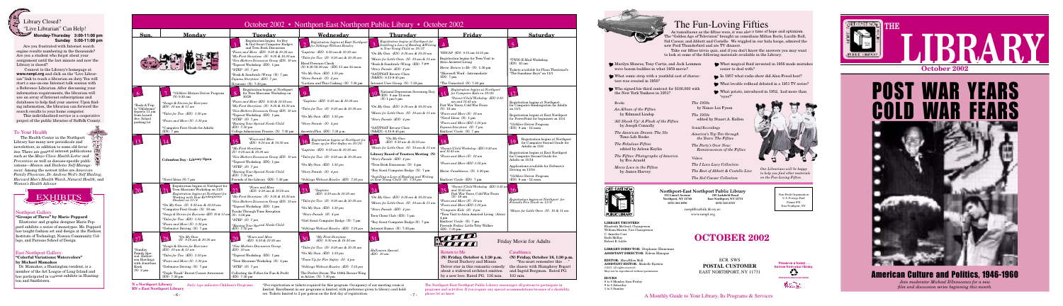Library Closed?

"Live Librarian" Can Help!

**Monday-Thursday 3:00-11:00 pm**
**Sunday 5:00-11:00 pm**

Are you frustrated with Internet search engine results numbering in the thousands? Are you a student who needs help with your assignment until the last minute and the Library is closed?

Connect to the Library's homepage at **www.nenpl.org** and click on the "Live Librarian" link to reach a librarian on duty. You will start a one-on-one Internet talk session with a Reference Librarian. After discussing your information requirements, the librarian will use an array of Internet subscriptions and databases to help find your answer. Upon finding information, the librarian can co-browse the search results to your home computer.

This individualized service is a cooperative project of the public libraries of Suffolk County.

## To Your Health

The Health Center in the Northport Library has many new periodicals and newsletters, in addition to some old favorites. There are several internet publications such as the *Mayo Clinic Health Letter* and *Prevention* as well as disease-specific publications—*Manure and Diabetes Self-Management*. Among the newest titles are *American Family Physician*, *Dr. Andrew Weil's Self Healing*, *Harvard Men's Health Watch*, *Natural Health*, and *Women's Health Advisor*.

# EXHIBITS

**Northport Gallery:**
**"Groups of Three" by Mario Peppard**

Illustrator and graphic designer Mario Peppard exhibits a series of monotypes. Mr. Peppard has taught fashion art and design at the Fashion Institute of Technology, Nassau Community College, and Parsons School of Design.

**East Northport Gallery:**
**"Colorful Variations: Watercolors" by Michael Mamakos**

Dr. Mamakos, a Huntington resident, is a member of the Art League of Long Island and has participated in various exhibits in Huntington and Smithtown.

# October 2002 • Northport-East Northport Public Library • October 2002

| Sun. | Monday | Tuesday | Wednesday | Thursday | Friday | Saturday |
|---|---|---|---|---|---|---|
| | | **1** Registration begins for Boy & Girl Scout Computer Badges and Teen Book Discussions. *Fours and More (EN) 9:30 & 10:30 am* *My First Storytime (N) 9:30 & 10:30 am* *New Mothers Discussion Group (EN) 10 am* *Taproot Workshop (EN) 1 pm* *STEP (N) 3 pm* *Book & Sandwich Wrap (N) 7 pm* *Pajama Storytime (EN) 7 pm* Hypnosis (N) 7:30 pm | **2** *Registration begins at East Northport for Siblings Without Rivalry* *Laptime (EN) 9:30 am & 10:30 am* *Tales for Two (N) 9:30 am & 10:30 am* Blood Pressure Check (N) 9:30-10:30 am (EN) 11 am-12 noon *On My Own (EN) 1:30 pm* *Story Parade (N) 4 pm* *Lantern and Tiles Cooking (N) 7:30 pm* | **3** *Registration begins at Northport for Instilling a Love of Reading & Writing in Your Young Child on 10/17* *On My Own (EN) 9:30 am & 10:30 am* *Music for Little Ones (N) 10 am & 11 am* *Book & Sandwich Wrap (EN) 7 pm* *Story Parade (EN) 4 pm* *SAT/PSAT Review Class (N&EN) 6:15-8:45 pm* Internet User Group (N) 7:30 pm | **4** *HICAP (EN) 9:15 am-12:15 pm* Registration begins for Teen Visit to Atria Assisted Living *Movie: Return to Me (N) 1:30 pm* *Microsoft Word - Intermediate (EN) 7 pm* *The Unsettled (N) 7:30 pm* | **5** *TWIG E-Mail Workshop (EN) 10 am* Tickets available for Fleas Fleetwood's "The Sandman Says" on 11/1 |
| **6** *Book-A-Trip to "Oklahoma" departs 11 am from Laurel Ave. School parking lot* | **7** *AARP Defensive Driving Program (N) 9:30 am* *Songs & Stories for Everyone (EN) 10 am & 11 am* *Tales for Two (EN) 1:30 pm* *Fours and More (N) 1:30 pm* *Computer First Guide for Adults (EN) 7 pm* | **8** Registration begins at Northport for Teen Microsoft Workshop on 10/28 *Fours and More (EN) 9:30 & 10:30 am* *My First Storytime (N) 9:30 & 10:30 am* *New Mothers Discussion Group (EN) 10 am* *Taproot Workshop (EN) 1 pm* *STEP (N) 3 pm* *Raising Your Special Needs Child (EN) 7:30 pm* College Admissions Process (N) 7:30 pm | **9** *Laptime (EN) 9:30 am & 10:30 am* *Tales for Two (N) 9:30 am & 10:30 am* *On My Own (EN) 1:30 pm* *Story Parade (N) 4 pm* AncestryPlus (EN) 7:30 p.m. | **10** National Depression Screening Day (EN) 9 am-12 noon (N) 4 pm-7 pm *On My Own (EN) 9:30 am & 10:30 am* *Music for Little Ones (N) 10 am & 11 am* *Story Parade (EN) 4 pm* *SAT/PSAT Review Class (N&EN) 6:15-8:45 pm* | **11** *Registration begins at Northport for Computer Kids on 10/23* *Parent/Child Workshop (EN) 9:30 am and 10:45 am* Post War Years, Cold War Fears (N) 10 am *Fours and More (N) 10 am* *Travel Ideas (N) 1 pm* *Fours and More (EN) 1:30 pm* *Pajama Storytime (N) 7 pm* Knitters' Circle (N) 7 pm | **12** Registration begins at Northport for Computer Kindergarten for Adults on 10/19 Registration begins at East Northport for PowerPoint for Beginners on 10/24 *AARP Driver Program (EN) 9 am - 12 noon* |
| **13** | **14** **Columbus Day - Library Open** *Travel Ideas (N) 1 pm* | **15** *Fours and More (EN) 9:30 am & 10:30 am* *My First Storytime (N) 9:30 am & 10:30 am* *New Mothers Discussion Group (EN) 10 am* *Taproot Workshop (EN) 1 pm* *STEP (N) 3 pm* *Raising Your Special Needs Child (EN) 7:30 pm* Friends of the Library (EN) 7:30 pm | **16** *Registration begins at Northport for Teens Up for Fire Safety on 10/26* *Laptime (EN) 9:30 am & 10:30 am* *Tales for Two (N) 9:30 am & 10:30 am* *On My Own (EN) 1:30 pm* *Story Parade (N) 4 pm* *Siblings Without Rivalry (EN) 7:30 pm* | **17** *On My Own (EN) 9:30 am & 10:30 am* *Music for Little Ones (N) 10 am & 11 am* **Library Board of Trustees Meeting (N)** *Story Parade (EN) 4 pm* *Teen Book Discussion (N) 4 pm* *Boy Scout Computer Badge (N) 7 pm* *Instilling a Love of Reading and Writing in Your Young Child (N) 7:30 pm* | **18** *Parent/Child Workshop (EN) 9:30 am and 10:45 am* *Fours and More (N) 10 am* *Fours and More (EN) 1:30 pm* *Movie: Casablanca (N) 1:30 pm* Knitters' Circle (N) 7 pm | **19** Registration begins at Northport for Computer Second Grade for Adults on 10/26 Registration begins at East Northport for Computer Second Grade for Adults on 10/24 Applications available for Defensive Driving on 11/16 *AARP Driver Program (EN) 9 am - 12 noon* |
| **20** | **21** Registration begins at Northport for Teen Halloween Workshop on 11/8 *Registration begins at Northport for Working with Your Kindergarten Student on 11/14* *Songs & Stories for Everyone (EN) 10 am & 11 am* *Computer First Guide (N) 10 am* *Songs & Stories for Everyone (EN) 10 & 11 am* *Tales for Two (EN) 1:30 pm* *Fours and More (N) 1:30 pm* *Defensive Driving (N) 7 pm* | **22** *Fours and More (EN) 9:30 am & 10:30 am* *My First Storytime (N) 9:30 & 10:30 am* *New Mothers Discussion Group (EN) 10 am* *Taproot Workshop (EN) 1 pm* Trade Through Time Reception (N) 7:30 pm *STEP (N) 3 pm* *Raising Your Special Needs Child (EN) 7:30 pm* | **23** *Laptime (EN) 9:30 am & 10:30 am* *Tales for Two (N) 9:30 am & 10:30 am* *On My Own (EN) 1:30 pm* *Story Parade (N) 4 pm* *Girl Scout Computer Badge (N) 7 pm* *Siblings Without Rivalry (EN) 7:30 pm* | **24** *On My Own (EN) 9:30 am & 10:30 am* *Music for Little Ones (N) 10 am & 11 am* *Story Parade (EN) 4 pm* Teen Chess Club (EN) 7 pm *Boy Scout Computer Badge (N) 7 pm* Internet Basics (N) 7:30 pm | **25** *Parent/Child Workshop (EN) 9:30 am and 10:45 am* Post War Years, Cold War Fears (N) 10 am *Fours and More (N) 10 am* *Fours and More (EN) 1:30 pm* *Computer Kids (N) 4 pm* *Teen Visit to Atria Assisted Living (Atria) 4 pm* Knitters' Circle (N) 7 pm *Fireside Friday: Little Toby Walker (EN) 7:30 pm* | **26** *Registration begins at Northport for Friendly Fire Truck on 11/16* *Music for Little Ones (N) 10 & 11 am* |
| **27** *Sunday Family Special: Tasty new Harbinger with Lindsay Kent (N) 2 pm* | **28** *On My Own (N) 9:30 am & 10:30 am* *Songs & Stories for Everyone (EN) 10 am & 11 am* *Tales for Two (EN) 1:30 pm* *Fours and More (N) 1:30 pm* *Defensive Driving (N) 7 pm* *Triple Trade Breast Cancer Awareness (N) 7:30 pm* | **29** *Fours and More (EN) 9:30 & 10:30 am* *My First Storytime (N) 9:30 & 10:30 am* *New Mothers Discussion Group (EN) 10 am* *Taproot Workshop (EN) 1 pm* *Teen Microsoft Workshop (N) 4 pm* *STEP (N) 3 pm* Collecting the Fifties for Fun & Profit (EN) 7:30 pm | **30** *My First Storytime (EN) 9:30 am & 10:30 am* *Tales for Two (N) 9:30 am & 10:30 am* *On My Own (EN) 1:30 pm* *Teens Up for Fire Safety (N) 4 pm* *Siblings Without Rivalry (EN) 7:30 pm* The Perfect Storm: The 1950s Rescue Wing in Action (N) 7:30 pm | **31** *Halloween Special (EN) 10 am* | | |

**N = Northport Library**
**EN = East Northport Library**

*Italic type indicates Children's Programs.*

*Pre-registration or tickets required for this program. Occupancy of our meeting room is limited. Enrollment in our programs is limited, with preference given to library card holders. Tickets limited to 2 per patron on the first day of registration.

The Northport-East Northport Public Library encourages all patrons to participate in programs and activities. If you require any special accommodations because of a disability, please let us know.

## Friday Movie for Adults

**Return to Me**
**(N) Friday, October 4, 1:30 p.m.**

David Duchovny and Minnie Driver star in this romantic comedy about a widowed architect smitten by a new love. Rated PG. 116 min.

**Casablanca**
**(N) Friday, October 18, 1:30 p.m.**

"You must remember this . . ." the classic with Humphrey Bogart and Ingrid Bergman. Rated PG. 103 min.

# The Fun-Loving Fifties

As tumultuous as the fifties were, it was also a time of hope and optimism. The "Golden Age of Television" brought us comedians Milton Berle, Lucille Ball, Sid Caesar, and Abbott and Costello. We wiggled in our hula hoops, admired the new Ford Thunderbird and ate TV dinners.

Take our fifties trivia quiz, and if you don't know the answers you may want to look at some of the following materials available in the Library.

- Marilyn Monroe, Tony Curtis, and Jack Lemmon were known buddies in what 1959 movie?
- What comic strip with a youthful cast of characters was created in 1950?
- Who signed his third contract for $100,000 with the New York Yankees in 1951?
- What magical fluid invented in 1956 made mistakes easier to deal with?
- In 1957 what radio show did Alan Freed host?
- What lovable redhead debuted in a 1951 TV series?
- What potato, introduced in 1952, had more than "eyes?"

**Books**

*Joe Allbum of the Fifties* by Edmund Lindop

*All Shook Up!: A Flash of the Fifties* by Joseph Connolly

*The American Dream: The 50s* Time-Life Books

*The Fabulous Fifties* edited by Eileen Kaylin

*The Fifties: Photographs of America* by Eve Arnold

*Movie Lore in the Fifties* by James Harvey

*The 1950s* by Susan Lin Fyson

*The 1950s* edited by Stuart A. Kallen

**Sound Recordings**

*America's Top Ten through the Years: The Fifties*

*The Forty's-Over Nine: Reminiscences of the Fifties*

**Videos**

*The I Love Lucy Collection*

*The Best of Abbott & Costello Live*

*The Sid Caesar Collection*

*Our Librarians will be happy to help you find other materials on the Fun-Loving Fifties.*

**Northport-East Northport Public Library**

151 Laurel Avenue, Northport, NY 11768, (631) 261-6930

185 Larkfield Road, East Northport, NY 11731, (631) 261-2313

nenpl@suffolk.lib.ny.us
www.nenpl.org

# OCTOBER 2002

**LIBRARY TRUSTEES**
Elizabeth McDevitt, Chairperson
William Martin, Vice Chairperson
C. Jeanette Cass
Ruth Meiner
Robert E. Little

**LIBRARY DIRECTOR:** Stephanie Heineman
**ASSISTANT DIRECTOR:** Eileen Minogue

**EDITOR:** Mary Ellen Hall
**ASSISTANT EDITOR:** Michelle Epstein
(2002) All rights reserved.
May not be reproduced without permission.

**HOURS**
9 to 9 Monday thru Friday
9 to 5 Saturday
1 to 5 Sunday

ECR SWS
**POSTAL CUSTOMER**
EAST NORTHPORT, NY 11731

Non-Profit Organization
U.S. Postage Paid
Permit #75
East Northport, NY

**Preserve a forest . . . borrow from your library.**

A Monthly Guide to Your Library, Its Programs & Services

# THE LIBRARY

October 2002

# POST WAR YEARS COLD WAR FEARS

## American Culture and Politics, 1946-1960

*Join moderator Michael D'Innocenzo for a new film and discussion series beginning this month.*